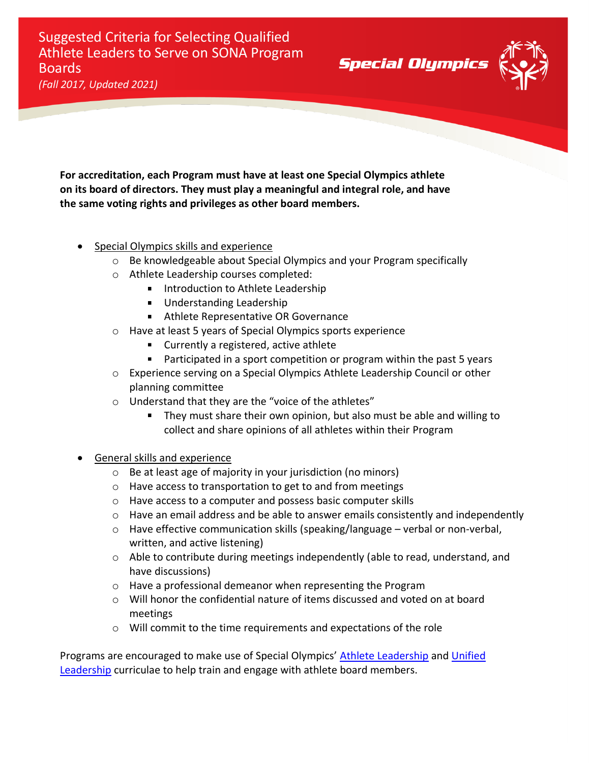# Suggested Criteria for Selecting Qualified Athlete Leaders to Serve on SONA Program Boards

*(Fall 2017, Updated 2021)*

Special Olympics

**For accreditation, each Program must have at least one Special Olympics athlete on its board of directors. They must play a meaningful and integral role, and have the same voting rights and privileges as other board members.**

- Special Olympics skills and experience
  - Be knowledgeable about Special Olympics and your Program specifically
  - Athlete Leadership courses completed:
    - Introduction to Athlete Leadership
    - Understanding Leadership
    - Athlete Representative OR Governance
  - Have at least 5 years of Special Olympics sports experience
    - Currently a registered, active athlete
    - Participated in a sport competition or program within the past 5 years
  - Experience serving on a Special Olympics Athlete Leadership Council or other planning committee
  - Understand that they are the "voice of the athletes"
    - They must share their own opinion, but also must be able and willing to collect and share opinions of all athletes within their Program

- General skills and experience
  - Be at least age of majority in your jurisdiction (no minors)
  - Have access to transportation to get to and from meetings
  - Have access to a computer and possess basic computer skills
  - Have an email address and be able to answer emails consistently and independently
  - Have effective communication skills (speaking/language – verbal or non-verbal, written, and active listening)
  - Able to contribute during meetings independently (able to read, understand, and have discussions)
  - Have a professional demeanor when representing the Program
  - Will honor the confidential nature of items discussed and voted on at board meetings
  - Will commit to the time requirements and expectations of the role

Programs are encouraged to make use of Special Olympics' Athlete Leadership and Unified Leadership curriculae to help train and engage with athlete board members.